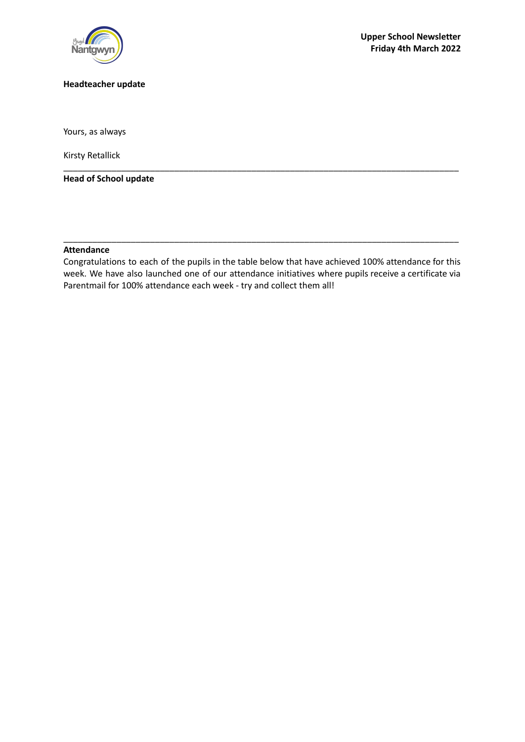**Upper School Newsletter**
**Friday 4th March 2022**

## Headteacher update

Yours, as always

Kirsty Retallick

---

## Head of School update

---

## Attendance

Congratulations to each of the pupils in the table below that have achieved 100% attendance for this week. We have also launched one of our attendance initiatives where pupils receive a certificate via Parentmail for 100% attendance each week - try and collect them all!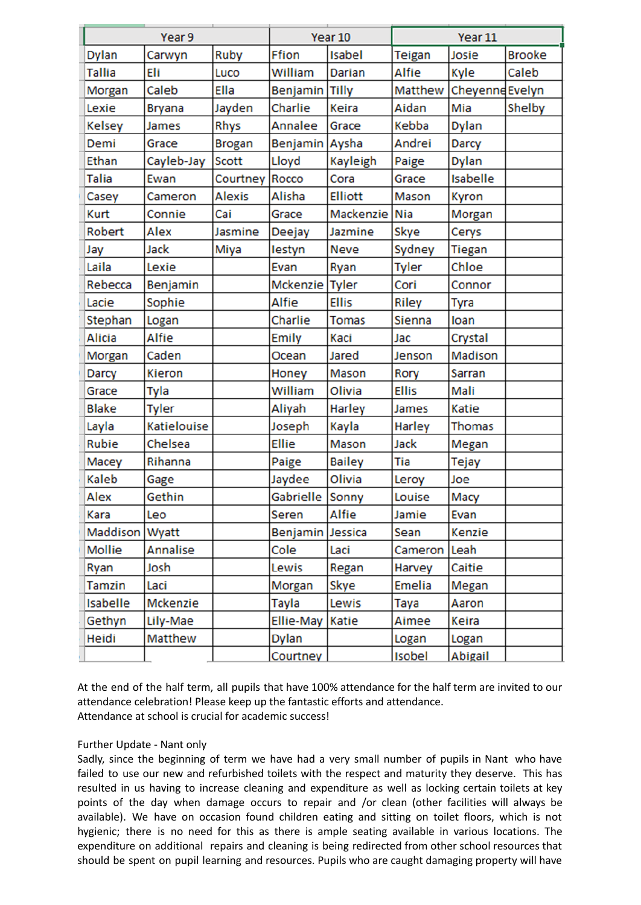| Year 9 | | | Year 10 | | Year 11 | | |
|---|---|---|---|---|---|---|---|
| Dylan | Carwyn | Ruby | Ffion | Isabel | Teigan | Josie | Brooke |
| Tallia | Eli | Luco | William | Darian | Alfie | Kyle | Caleb |
| Morgan | Caleb | Ella | Benjamin | Tilly | Matthew | Cheyenne | Evelyn |
| Lexie | Bryana | Jayden | Charlie | Keira | Aidan | Mia | Shelby |
| Kelsey | James | Rhys | Annalee | Grace | Kebba | Dylan | |
| Demi | Grace | Brogan | Benjamin | Aysha | Andrei | Darcy | |
| Ethan | Cayleb-Jay | Scott | Lloyd | Kayleigh | Paige | Dylan | |
| Talia | Ewan | Courtney | Rocco | Cora | Grace | Isabelle | |
| Casey | Cameron | Alexis | Alisha | Elliott | Mason | Kyron | |
| Kurt | Connie | Cai | Grace | Mackenzie | Nia | Morgan | |
| Robert | Alex | Jasmine | Deejay | Jazmine | Skye | Cerys | |
| Jay | Jack | Miya | Iestyn | Neve | Sydney | Tiegan | |
| Laila | Lexie | | Evan | Ryan | Tyler | Chloe | |
| Rebecca | Benjamin | | Mckenzie | Tyler | Cori | Connor | |
| Lacie | Sophie | | Alfie | Ellis | Riley | Tyra | |
| Stephan | Logan | | Charlie | Tomas | Sienna | Ioan | |
| Alicia | Alfie | | Emily | Kaci | Jac | Crystal | |
| Morgan | Caden | | Ocean | Jared | Jenson | Madison | |
| Darcy | Kieron | | Honey | Mason | Rory | Sarran | |
| Grace | Tyla | | William | Olivia | Ellis | Mali | |
| Blake | Tyler | | Aliyah | Harley | James | Katie | |
| Layla | Katielouise | | Joseph | Kayla | Harley | Thomas | |
| Rubie | Chelsea | | Ellie | Mason | Jack | Megan | |
| Macey | Rihanna | | Paige | Bailey | Tia | Tejay | |
| Kaleb | Gage | | Jaydee | Olivia | Leroy | Joe | |
| Alex | Gethin | | Gabrielle | Sonny | Louise | Macy | |
| Kara | Leo | | Seren | Alfie | Jamie | Evan | |
| Maddison | Wyatt | | Benjamin | Jessica | Sean | Kenzie | |
| Mollie | Annalise | | Cole | Laci | Cameron | Leah | |
| Ryan | Josh | | Lewis | Regan | Harvey | Caitie | |
| Tamzin | Laci | | Morgan | Skye | Emelia | Megan | |
| Isabelle | Mckenzie | | Tayla | Lewis | Taya | Aaron | |
| Gethyn | Lily-Mae | | Ellie-May | Katie | Aimee | Keira | |
| Heidi | Matthew | | Dylan | | Logan | Logan | |
| | | | Courtney | | Isobel | Abigail | |

At the end of the half term, all pupils that have 100% attendance for the half term are invited to our attendance celebration! Please keep up the fantastic efforts and attendance.
Attendance at school is crucial for academic success!

Further Update - Nant only
Sadly, since the beginning of term we have had a very small number of pupils in Nant who have failed to use our new and refurbished toilets with the respect and maturity they deserve. This has resulted in us having to increase cleaning and expenditure as well as locking certain toilets at key points of the day when damage occurs to repair and /or clean (other facilities will always be available). We have on occasion found children eating and sitting on toilet floors, which is not hygienic; there is no need for this as there is ample seating available in various locations. The expenditure on additional repairs and cleaning is being redirected from other school resources that should be spent on pupil learning and resources. Pupils who are caught damaging property will have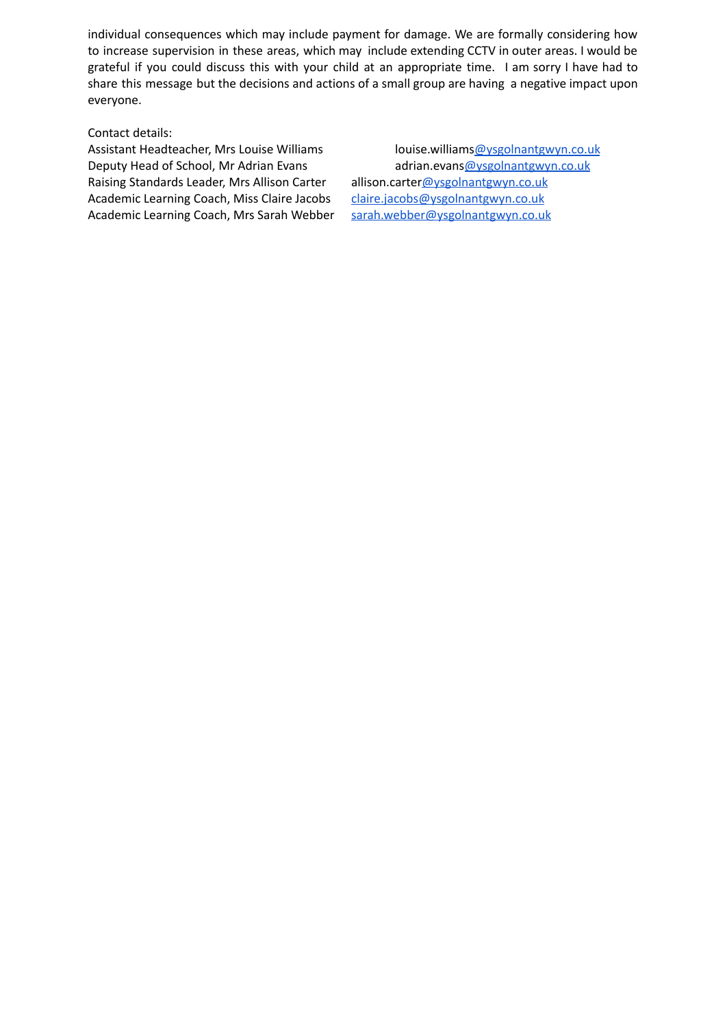individual consequences which may include payment for damage. We are formally considering how to increase supervision in these areas, which may include extending CCTV in outer areas. I would be grateful if you could discuss this with your child at an appropriate time. I am sorry I have had to share this message but the decisions and actions of a small group are having a negative impact upon everyone.

Contact details:

| | |
|---|---|
| Assistant Headteacher, Mrs Louise Williams | louise.williams@ysgolnantgwyn.co.uk |
| Deputy Head of School, Mr Adrian Evans | adrian.evans@ysgolnantgwyn.co.uk |
| Raising Standards Leader, Mrs Allison Carter | allison.carter@ysgolnantgwyn.co.uk |
| Academic Learning Coach, Miss Claire Jacobs | claire.jacobs@ysgolnantgwyn.co.uk |
| Academic Learning Coach, Mrs Sarah Webber | sarah.webber@ysgolnantgwyn.co.uk |